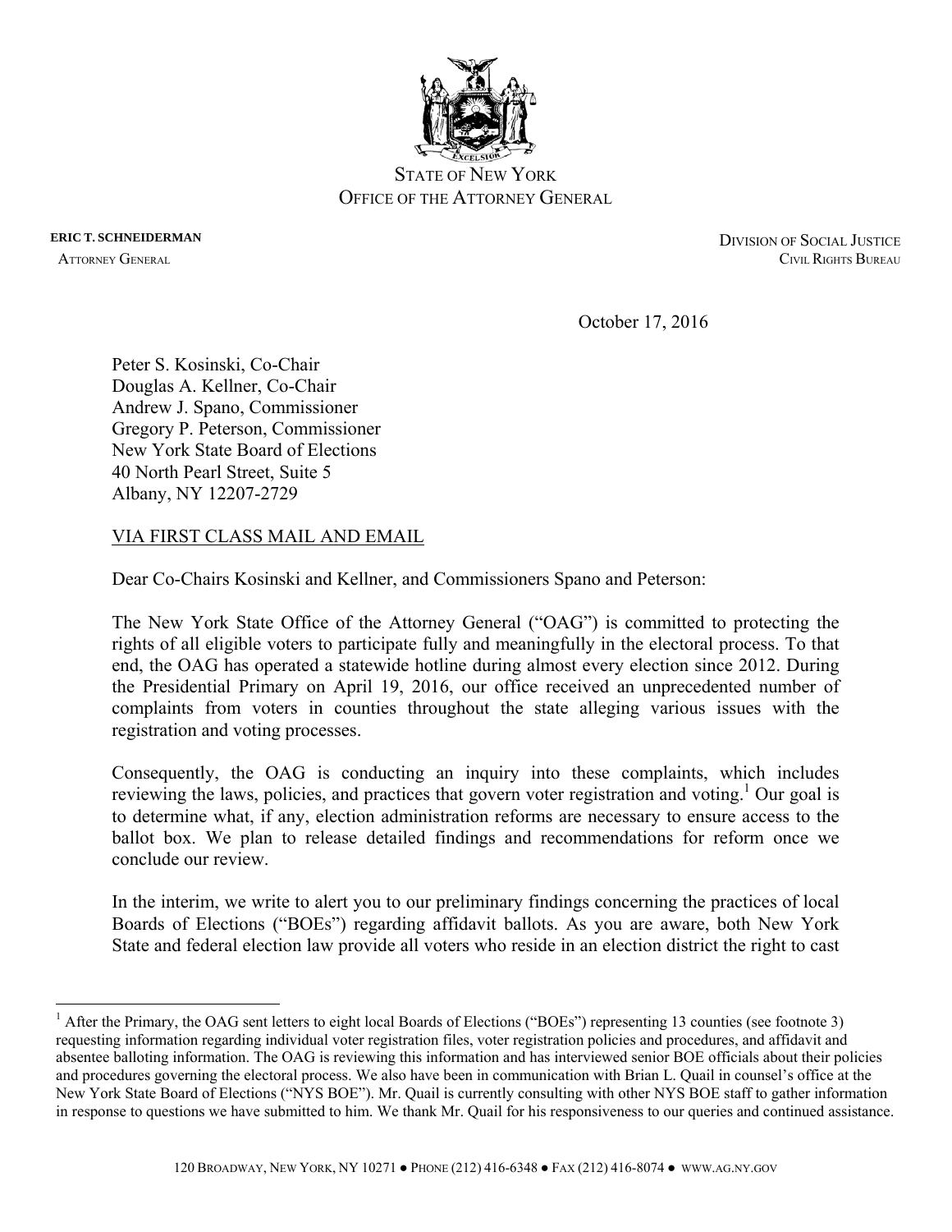STATE OF NEW YORK
OFFICE OF THE ATTORNEY GENERAL

**ERIC T. SCHNEIDERMAN**
ATTORNEY GENERAL

DIVISION OF SOCIAL JUSTICE
CIVIL RIGHTS BUREAU

October 17, 2016

Peter S. Kosinski, Co-Chair
Douglas A. Kellner, Co-Chair
Andrew J. Spano, Commissioner
Gregory P. Peterson, Commissioner
New York State Board of Elections
40 North Pearl Street, Suite 5
Albany, NY 12207-2729

VIA FIRST CLASS MAIL AND EMAIL

Dear Co-Chairs Kosinski and Kellner, and Commissioners Spano and Peterson:

The New York State Office of the Attorney General ("OAG") is committed to protecting the rights of all eligible voters to participate fully and meaningfully in the electoral process. To that end, the OAG has operated a statewide hotline during almost every election since 2012. During the Presidential Primary on April 19, 2016, our office received an unprecedented number of complaints from voters in counties throughout the state alleging various issues with the registration and voting processes.

Consequently, the OAG is conducting an inquiry into these complaints, which includes reviewing the laws, policies, and practices that govern voter registration and voting.[1] Our goal is to determine what, if any, election administration reforms are necessary to ensure access to the ballot box. We plan to release detailed findings and recommendations for reform once we conclude our review.

In the interim, we write to alert you to our preliminary findings concerning the practices of local Boards of Elections ("BOEs") regarding affidavit ballots. As you are aware, both New York State and federal election law provide all voters who reside in an election district the right to cast

[1] After the Primary, the OAG sent letters to eight local Boards of Elections ("BOEs") representing 13 counties (see footnote 3) requesting information regarding individual voter registration files, voter registration policies and procedures, and affidavit and absentee balloting information. The OAG is reviewing this information and has interviewed senior BOE officials about their policies and procedures governing the electoral process. We also have been in communication with Brian L. Quail in counsel's office at the New York State Board of Elections ("NYS BOE"). Mr. Quail is currently consulting with other NYS BOE staff to gather information in response to questions we have submitted to him. We thank Mr. Quail for his responsiveness to our queries and continued assistance.

120 BROADWAY, NEW YORK, NY 10271 ● PHONE (212) 416-6348 ● FAX (212) 416-8074 ● WWW.AG.NY.GOV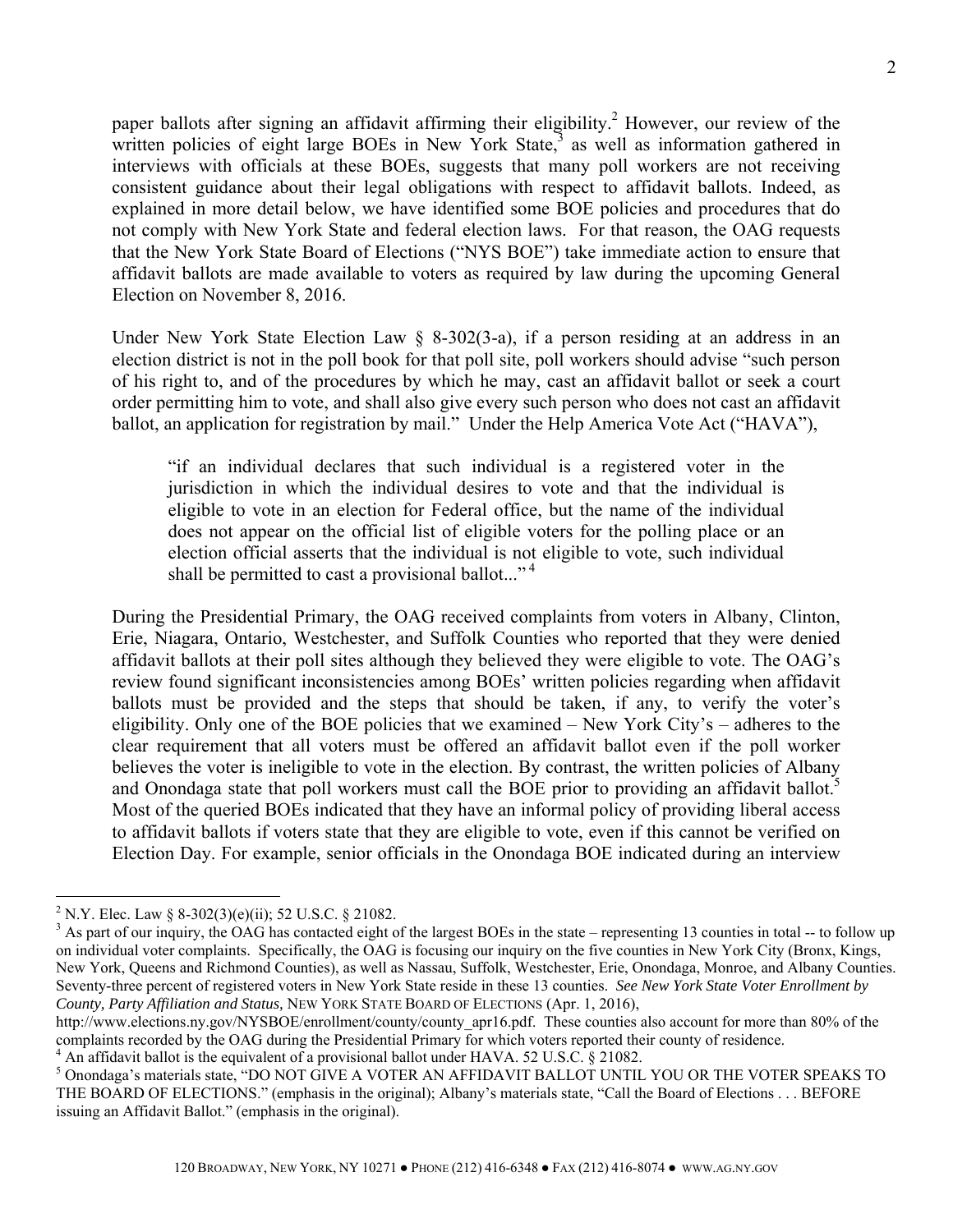paper ballots after signing an affidavit affirming their eligibility.[2] However, our review of the written policies of eight large BOEs in New York State,[3] as well as information gathered in interviews with officials at these BOEs, suggests that many poll workers are not receiving consistent guidance about their legal obligations with respect to affidavit ballots. Indeed, as explained in more detail below, we have identified some BOE policies and procedures that do not comply with New York State and federal election laws. For that reason, the OAG requests that the New York State Board of Elections ("NYS BOE") take immediate action to ensure that affidavit ballots are made available to voters as required by law during the upcoming General Election on November 8, 2016.

Under New York State Election Law § 8-302(3-a), if a person residing at an address in an election district is not in the poll book for that poll site, poll workers should advise "such person of his right to, and of the procedures by which he may, cast an affidavit ballot or seek a court order permitting him to vote, and shall also give every such person who does not cast an affidavit ballot, an application for registration by mail." Under the Help America Vote Act ("HAVA"),

> "if an individual declares that such individual is a registered voter in the jurisdiction in which the individual desires to vote and that the individual is eligible to vote in an election for Federal office, but the name of the individual does not appear on the official list of eligible voters for the polling place or an election official asserts that the individual is not eligible to vote, such individual shall be permitted to cast a provisional ballot..." [4]

During the Presidential Primary, the OAG received complaints from voters in Albany, Clinton, Erie, Niagara, Ontario, Westchester, and Suffolk Counties who reported that they were denied affidavit ballots at their poll sites although they believed they were eligible to vote. The OAG's review found significant inconsistencies among BOEs' written policies regarding when affidavit ballots must be provided and the steps that should be taken, if any, to verify the voter's eligibility. Only one of the BOE policies that we examined – New York City's – adheres to the clear requirement that all voters must be offered an affidavit ballot even if the poll worker believes the voter is ineligible to vote in the election. By contrast, the written policies of Albany and Onondaga state that poll workers must call the BOE prior to providing an affidavit ballot.[5] Most of the queried BOEs indicated that they have an informal policy of providing liberal access to affidavit ballots if voters state that they are eligible to vote, even if this cannot be verified on Election Day. For example, senior officials in the Onondaga BOE indicated during an interview

---

[2] N.Y. Elec. Law § 8-302(3)(e)(ii); 52 U.S.C. § 21082.

[3] As part of our inquiry, the OAG has contacted eight of the largest BOEs in the state – representing 13 counties in total -- to follow up on individual voter complaints. Specifically, the OAG is focusing our inquiry on the five counties in New York City (Bronx, Kings, New York, Queens and Richmond Counties), as well as Nassau, Suffolk, Westchester, Erie, Onondaga, Monroe, and Albany Counties. Seventy-three percent of registered voters in New York State reside in these 13 counties. *See New York State Voter Enrollment by County, Party Affiliation and Status,* NEW YORK STATE BOARD OF ELECTIONS (Apr. 1, 2016), http://www.elections.ny.gov/NYSBOE/enrollment/county/county_apr16.pdf. These counties also account for more than 80% of the complaints recorded by the OAG during the Presidential Primary for which voters reported their county of residence.

[4] An affidavit ballot is the equivalent of a provisional ballot under HAVA. 52 U.S.C. § 21082.

[5] Onondaga's materials state, "DO NOT GIVE A VOTER AN AFFIDAVIT BALLOT UNTIL YOU OR THE VOTER SPEAKS TO THE BOARD OF ELECTIONS." (emphasis in the original); Albany's materials state, "Call the Board of Elections . . . BEFORE issuing an Affidavit Ballot." (emphasis in the original).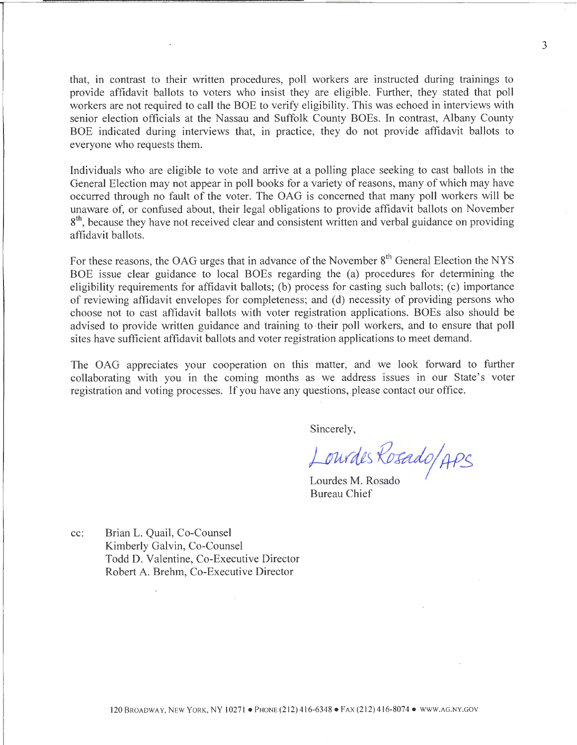that, in contrast to their written procedures, poll workers are instructed during trainings to provide affidavit ballots to voters who insist they are eligible. Further, they stated that poll workers are not required to call the BOE to verify eligibility. This was echoed in interviews with senior election officials at the Nassau and Suffolk County BOEs. In contrast, Albany County BOE indicated during interviews that, in practice, they do not provide affidavit ballots to everyone who requests them.

Individuals who are eligible to vote and arrive at a polling place seeking to cast ballots in the General Election may not appear in poll books for a variety of reasons, many of which may have occurred through no fault of the voter. The OAG is concerned that many poll workers will be unaware of, or confused about, their legal obligations to provide affidavit ballots on November 8th, because they have not received clear and consistent written and verbal guidance on providing affidavit ballots.

For these reasons, the OAG urges that in advance of the November 8th General Election the NYS BOE issue clear guidance to local BOEs regarding the (a) procedures for determining the eligibility requirements for affidavit ballots; (b) process for casting such ballots; (c) importance of reviewing affidavit envelopes for completeness; and (d) necessity of providing persons who choose not to cast affidavit ballots with voter registration applications. BOEs also should be advised to provide written guidance and training to their poll workers, and to ensure that poll sites have sufficient affidavit ballots and voter registration applications to meet demand.

The OAG appreciates your cooperation on this matter, and we look forward to further collaborating with you in the coming months as we address issues in our State's voter registration and voting processes. If you have any questions, please contact our office.

Sincerely,

Lourdes Rosado/APS

Lourdes M. Rosado
Bureau Chief

cc: Brian L. Quail, Co-Counsel
Kimberly Galvin, Co-Counsel
Todd D. Valentine, Co-Executive Director
Robert A. Brehm, Co-Executive Director

120 Broadway, New York, NY 10271 • Phone (212) 416-6348 • Fax (212) 416-8074 • www.ag.ny.gov